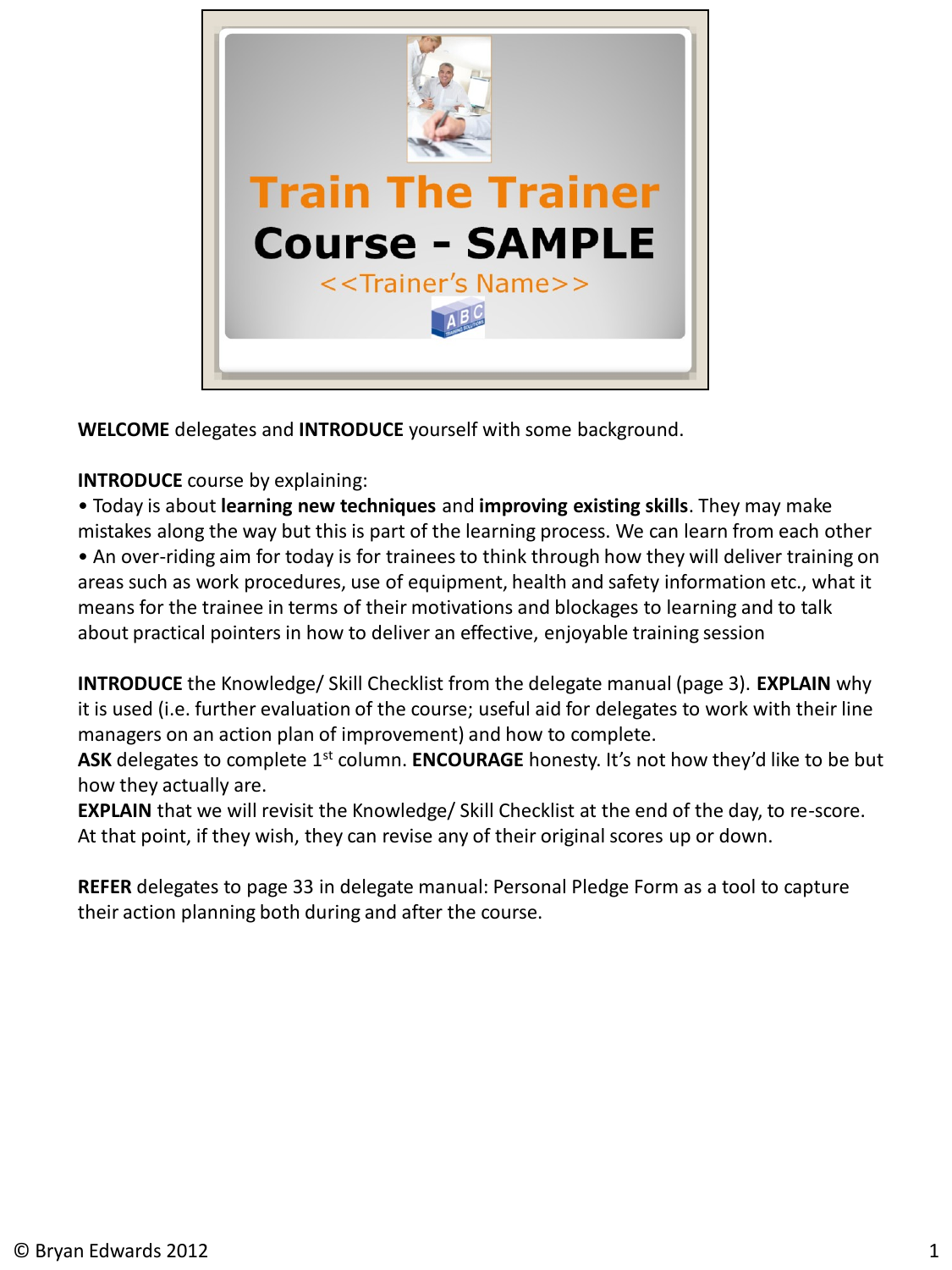# Train The Trainer Course - SAMPLE

<<Trainer's Name>>

**WELCOME** delegates and **INTRODUCE** yourself with some background.

**INTRODUCE** course by explaining:

- Today is about **learning new techniques** and **improving existing skills**. They may make mistakes along the way but this is part of the learning process. We can learn from each other
- An over-riding aim for today is for trainees to think through how they will deliver training on areas such as work procedures, use of equipment, health and safety information etc., what it means for the trainee in terms of their motivations and blockages to learning and to talk about practical pointers in how to deliver an effective, enjoyable training session

**INTRODUCE** the Knowledge/ Skill Checklist from the delegate manual (page 3). **EXPLAIN** why it is used (i.e. further evaluation of the course; useful aid for delegates to work with their line managers on an action plan of improvement) and how to complete.
**ASK** delegates to complete 1st column. **ENCOURAGE** honesty. It's not how they'd like to be but how they actually are.
**EXPLAIN** that we will revisit the Knowledge/ Skill Checklist at the end of the day, to re-score. At that point, if they wish, they can revise any of their original scores up or down.

**REFER** delegates to page 33 in delegate manual: Personal Pledge Form as a tool to capture their action planning both during and after the course.

© Bryan Edwards 2012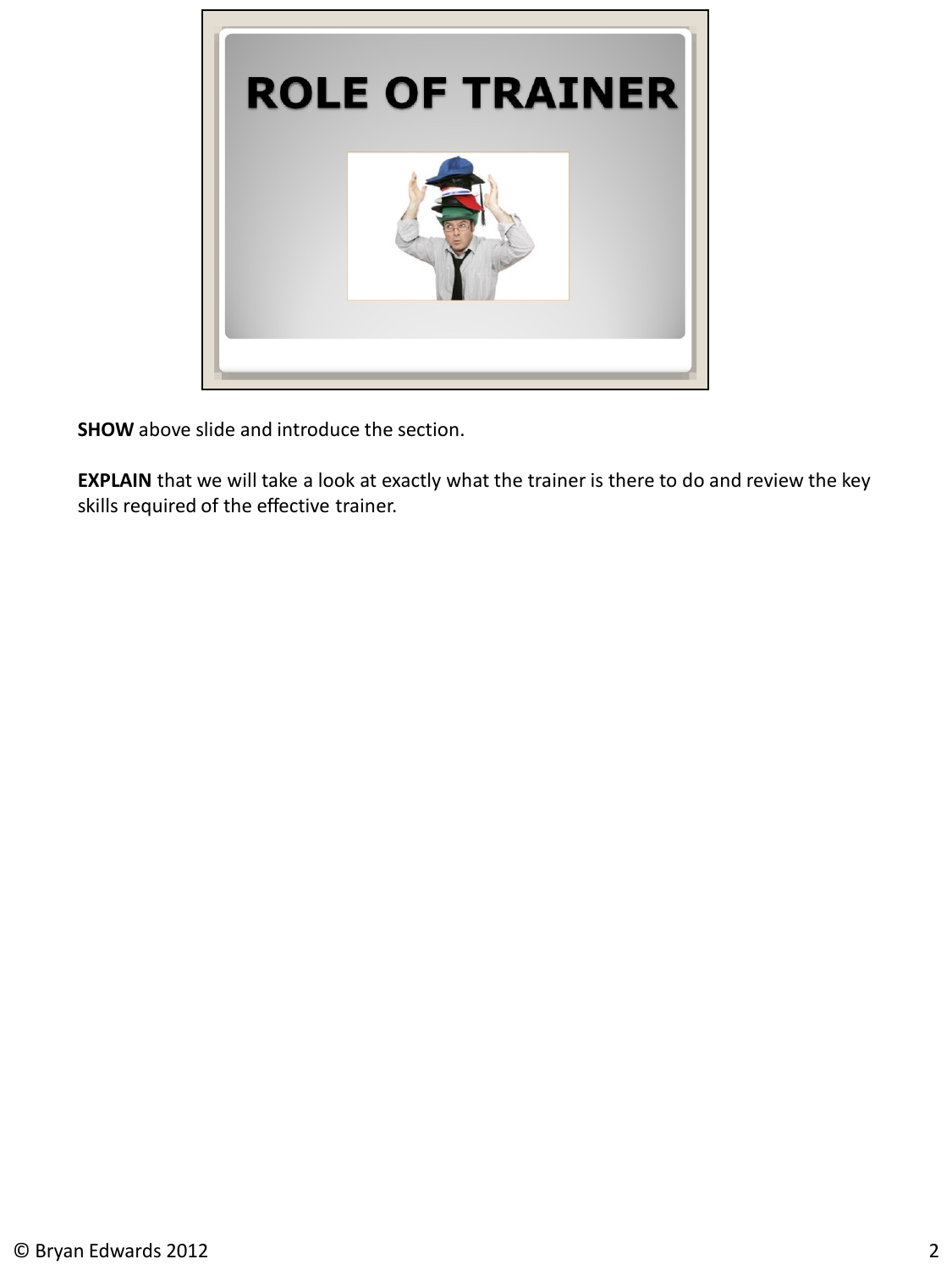# ROLE OF TRAINER

**SHOW** above slide and introduce the section.

**EXPLAIN** that we will take a look at exactly what the trainer is there to do and review the key skills required of the effective trainer.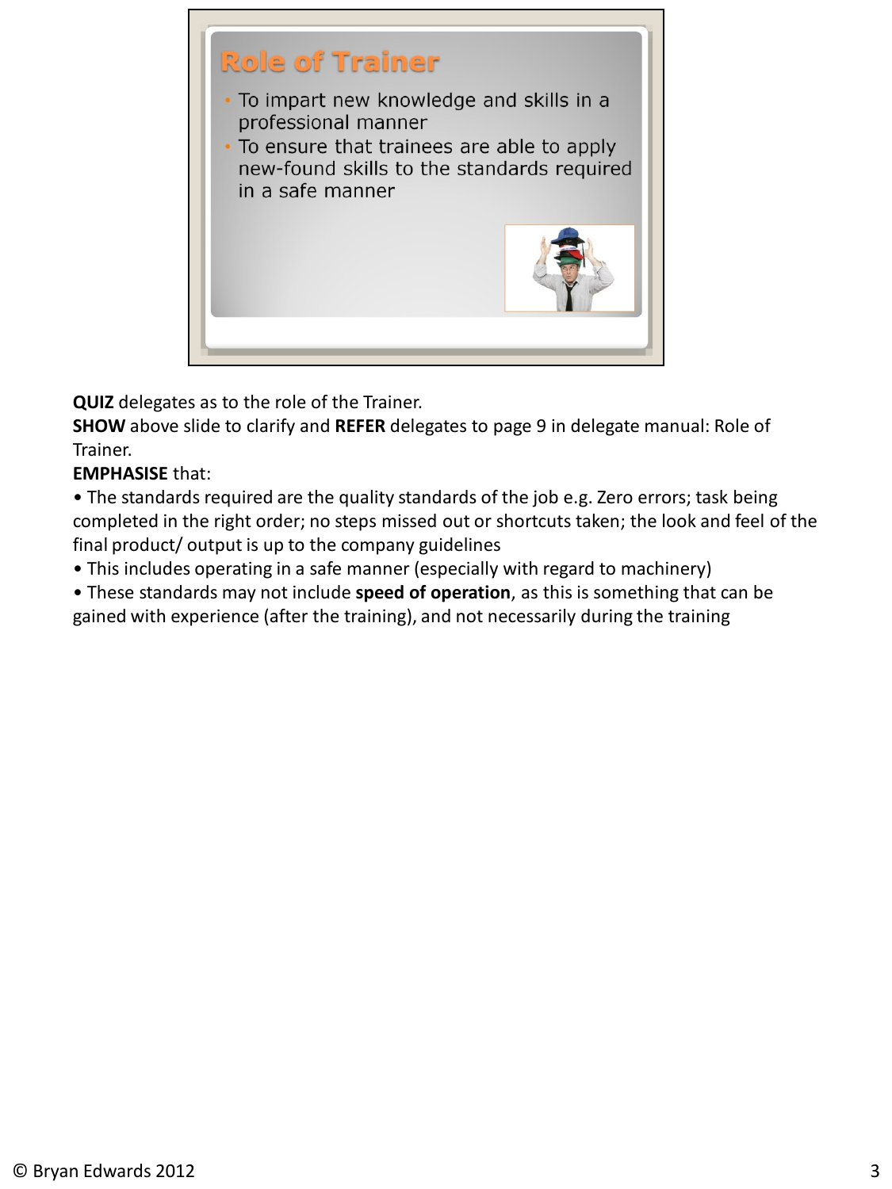## Role of Trainer

- To impart new knowledge and skills in a professional manner
- To ensure that trainees are able to apply new-found skills to the standards required in a safe manner

**QUIZ** delegates as to the role of the Trainer.

**SHOW** above slide to clarify and **REFER** delegates to page 9 in delegate manual: Role of Trainer.

**EMPHASISE** that:

- The standards required are the quality standards of the job e.g. Zero errors; task being completed in the right order; no steps missed out or shortcuts taken; the look and feel of the final product/ output is up to the company guidelines
- This includes operating in a safe manner (especially with regard to machinery)
- These standards may not include **speed of operation**, as this is something that can be gained with experience (after the training), and not necessarily during the training

© Bryan Edwards 2012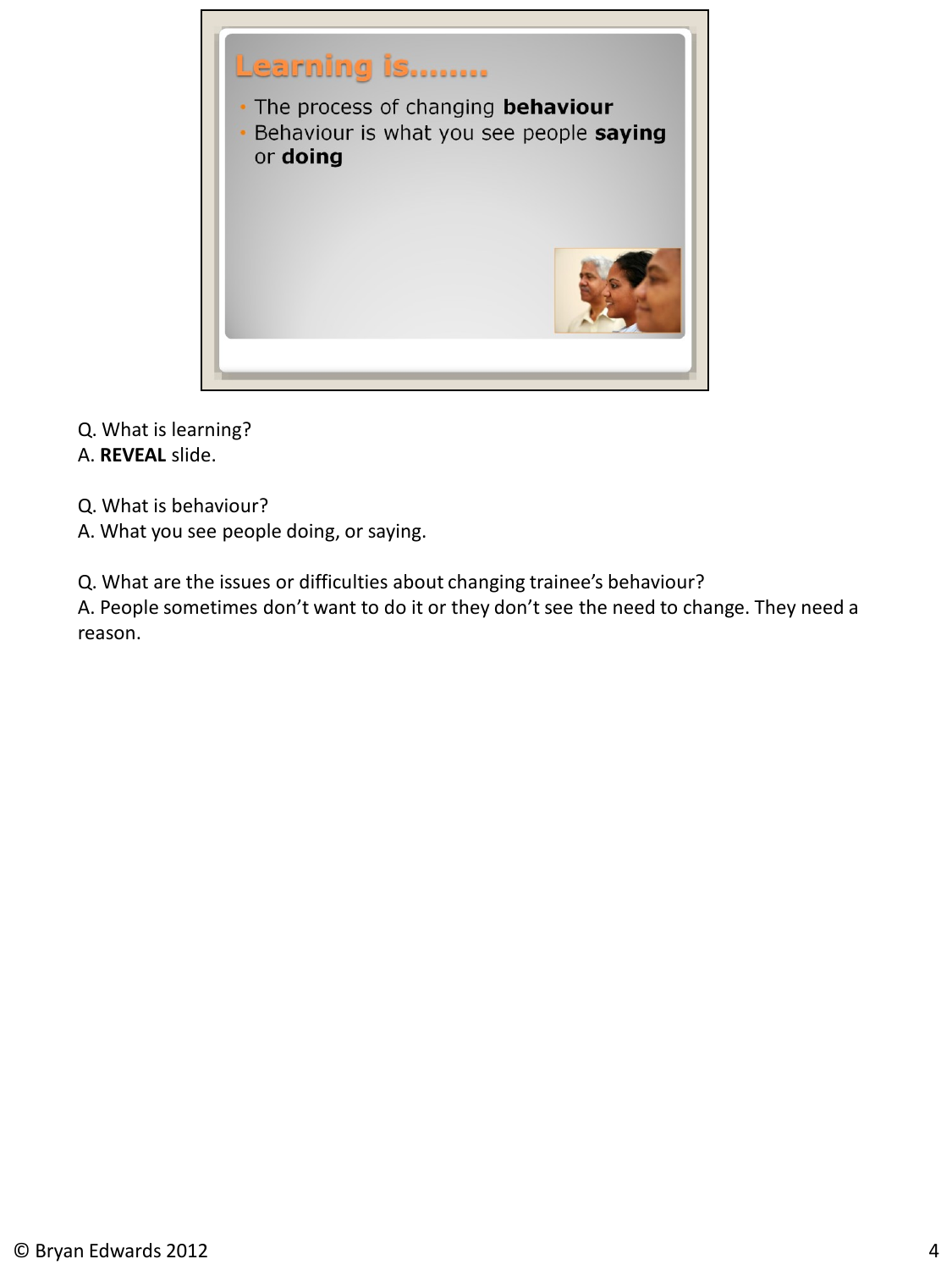## Learning is........

- The process of changing **behaviour**
- Behaviour is what you see people **saying** or **doing**

Q. What is learning?
A. **REVEAL** slide.

Q. What is behaviour?
A. What you see people doing, or saying.

Q. What are the issues or difficulties about changing trainee's behaviour?
A. People sometimes don't want to do it or they don't see the need to change. They need a reason.

© Bryan Edwards 2012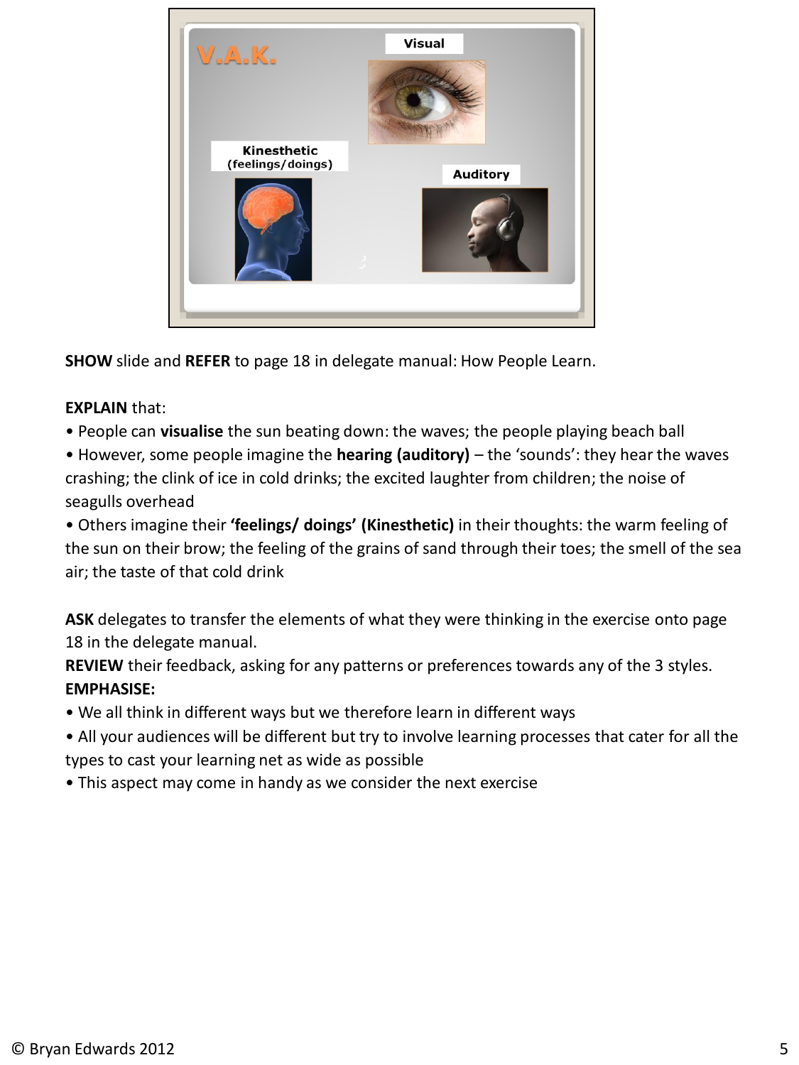**SHOW** slide and **REFER** to page 18 in delegate manual: How People Learn.

**EXPLAIN** that:

- People can **visualise** the sun beating down: the waves; the people playing beach ball
- However, some people imagine the **hearing (auditory)** – the 'sounds': they hear the waves crashing; the clink of ice in cold drinks; the excited laughter from children; the noise of seagulls overhead
- Others imagine their **'feelings/ doings' (Kinesthetic)** in their thoughts: the warm feeling of the sun on their brow; the feeling of the grains of sand through their toes; the smell of the sea air; the taste of that cold drink

**ASK** delegates to transfer the elements of what they were thinking in the exercise onto page 18 in the delegate manual.

**REVIEW** their feedback, asking for any patterns or preferences towards any of the 3 styles.

**EMPHASISE:**

- We all think in different ways but we therefore learn in different ways
- All your audiences will be different but try to involve learning processes that cater for all the types to cast your learning net as wide as possible
- This aspect may come in handy as we consider the next exercise

© Bryan Edwards 2012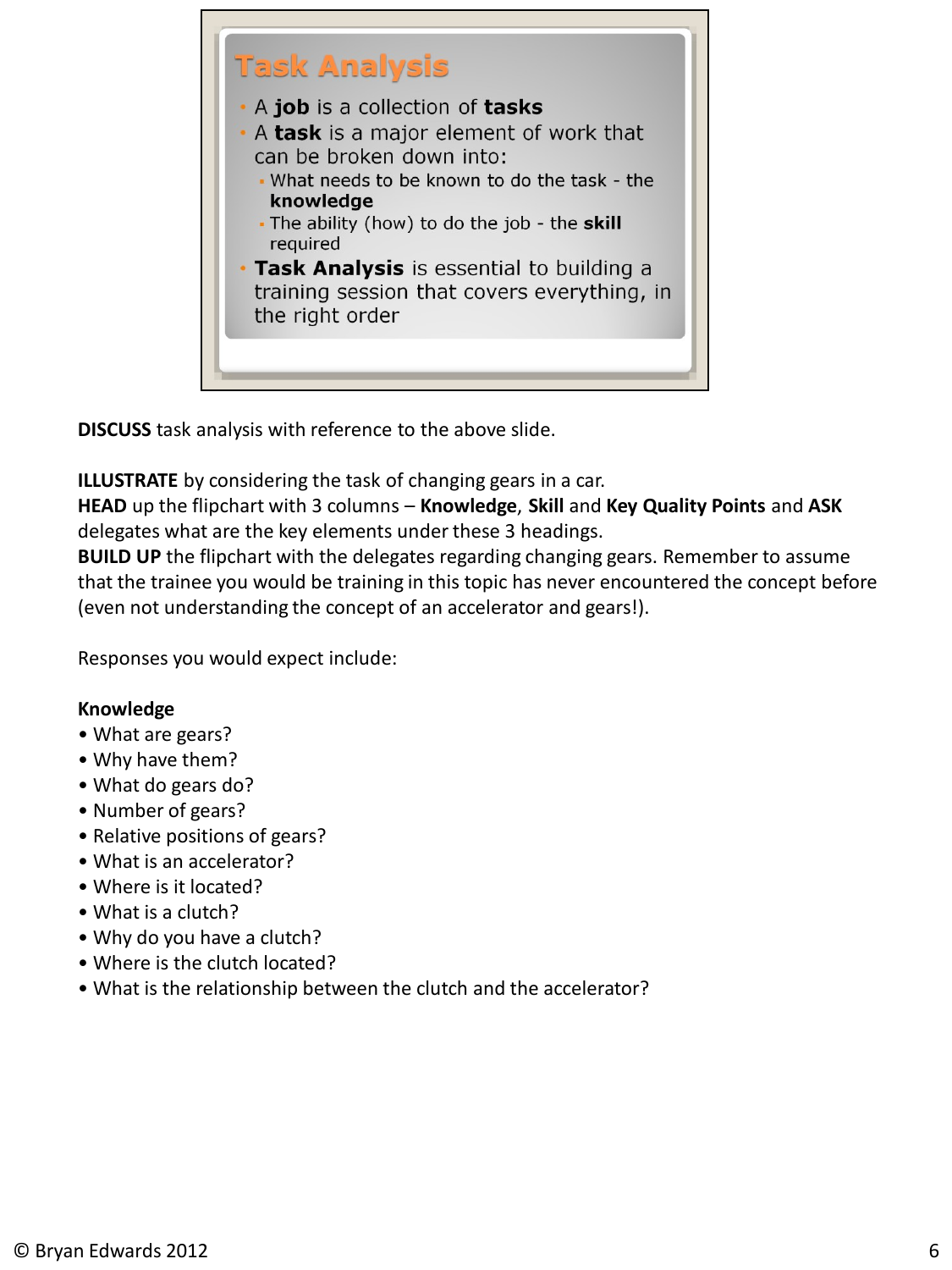## Task Analysis

- A **job** is a collection of **tasks**
- A **task** is a major element of work that can be broken down into:
  - What needs to be known to do the task - the **knowledge**
  - The ability (how) to do the job - the **skill** required
- **Task Analysis** is essential to building a training session that covers everything, in the right order

**DISCUSS** task analysis with reference to the above slide.

**ILLUSTRATE** by considering the task of changing gears in a car.
**HEAD** up the flipchart with 3 columns – **Knowledge**, **Skill** and **Key Quality Points** and **ASK** delegates what are the key elements under these 3 headings.
**BUILD UP** the flipchart with the delegates regarding changing gears. Remember to assume that the trainee you would be training in this topic has never encountered the concept before (even not understanding the concept of an accelerator and gears!).

Responses you would expect include:

**Knowledge**
- What are gears?
- Why have them?
- What do gears do?
- Number of gears?
- Relative positions of gears?
- What is an accelerator?
- Where is it located?
- What is a clutch?
- Why do you have a clutch?
- Where is the clutch located?
- What is the relationship between the clutch and the accelerator?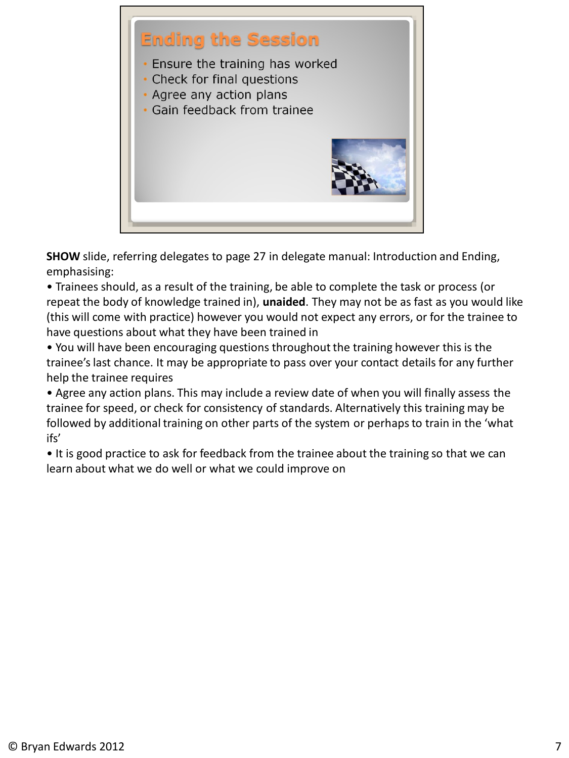## Ending the Session

- Ensure the training has worked
- Check for final questions
- Agree any action plans
- Gain feedback from trainee

**SHOW** slide, referring delegates to page 27 in delegate manual: Introduction and Ending, emphasising:

- Trainees should, as a result of the training, be able to complete the task or process (or repeat the body of knowledge trained in), **unaided**. They may not be as fast as you would like (this will come with practice) however you would not expect any errors, or for the trainee to have questions about what they have been trained in
- You will have been encouraging questions throughout the training however this is the trainee's last chance. It may be appropriate to pass over your contact details for any further help the trainee requires
- Agree any action plans. This may include a review date of when you will finally assess the trainee for speed, or check for consistency of standards. Alternatively this training may be followed by additional training on other parts of the system or perhaps to train in the 'what ifs'
- It is good practice to ask for feedback from the trainee about the training so that we can learn about what we do well or what we could improve on

© Bryan Edwards 2012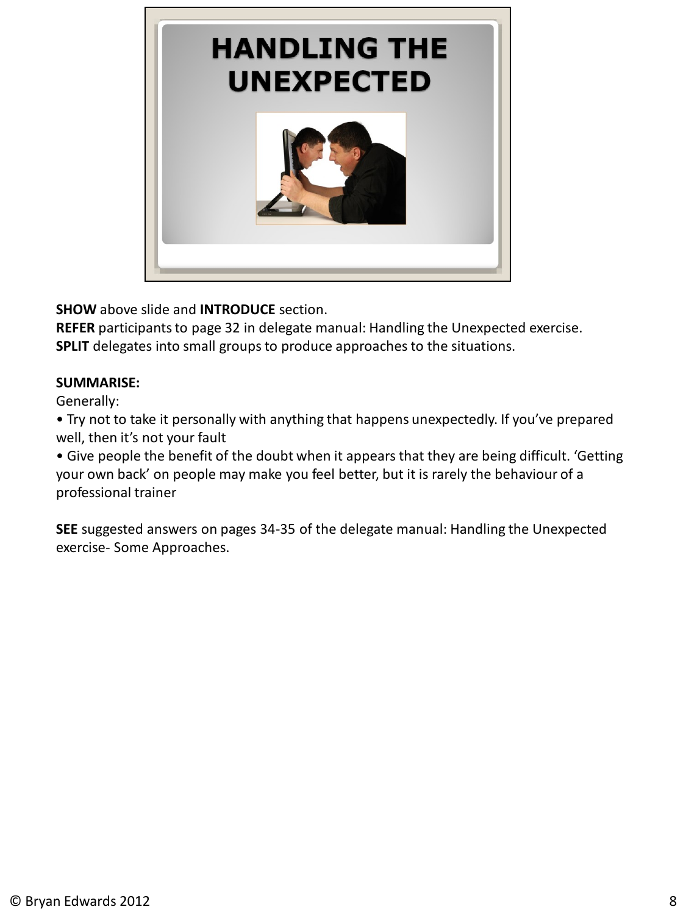# HANDLING THE UNEXPECTED

**SHOW** above slide and **INTRODUCE** section.
**REFER** participants to page 32 in delegate manual: Handling the Unexpected exercise.
**SPLIT** delegates into small groups to produce approaches to the situations.

**SUMMARISE:**
Generally:

- Try not to take it personally with anything that happens unexpectedly. If you've prepared well, then it's not your fault
- Give people the benefit of the doubt when it appears that they are being difficult. 'Getting your own back' on people may make you feel better, but it is rarely the behaviour of a professional trainer

**SEE** suggested answers on pages 34-35 of the delegate manual: Handling the Unexpected exercise- Some Approaches.

© Bryan Edwards 2012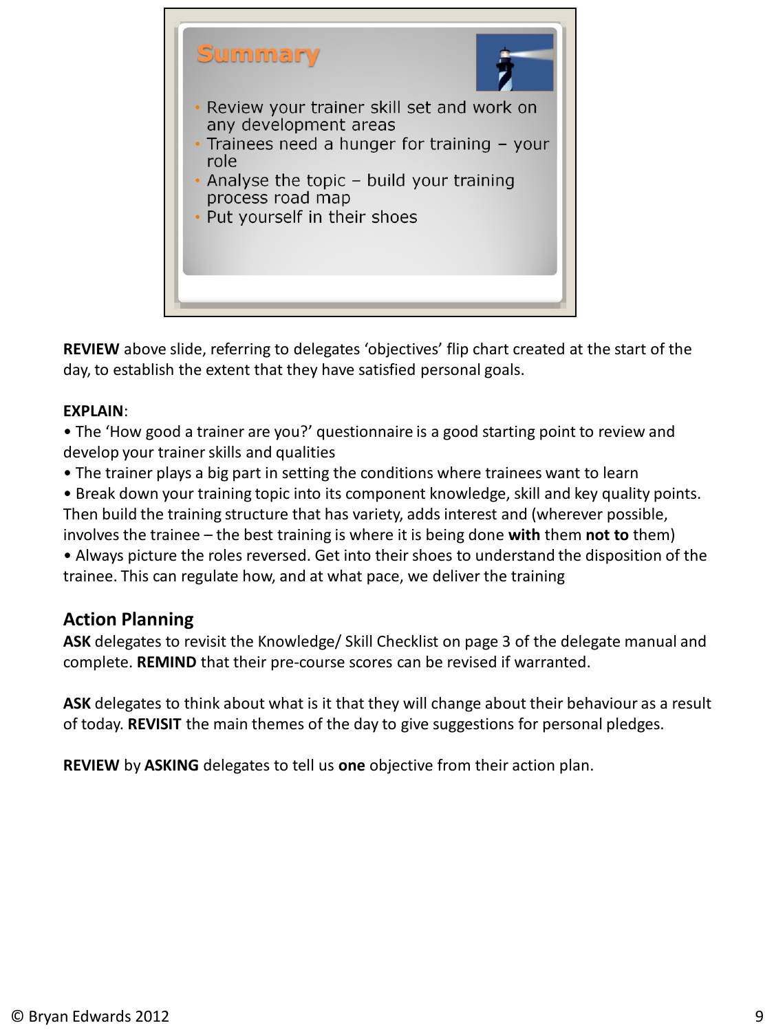## Summary

- Review your trainer skill set and work on any development areas
- Trainees need a hunger for training – your role
- Analyse the topic – build your training process road map
- Put yourself in their shoes

**REVIEW** above slide, referring to delegates 'objectives' flip chart created at the start of the day, to establish the extent that they have satisfied personal goals.

**EXPLAIN**:

- The 'How good a trainer are you?' questionnaire is a good starting point to review and develop your trainer skills and qualities
- The trainer plays a big part in setting the conditions where trainees want to learn
- Break down your training topic into its component knowledge, skill and key quality points. Then build the training structure that has variety, adds interest and (wherever possible, involves the trainee – the best training is where it is being done **with** them **not to** them)
- Always picture the roles reversed. Get into their shoes to understand the disposition of the trainee. This can regulate how, and at what pace, we deliver the training

### Action Planning

**ASK** delegates to revisit the Knowledge/ Skill Checklist on page 3 of the delegate manual and complete. **REMIND** that their pre-course scores can be revised if warranted.

**ASK** delegates to think about what is it that they will change about their behaviour as a result of today. **REVISIT** the main themes of the day to give suggestions for personal pledges.

**REVIEW** by **ASKING** delegates to tell us **one** objective from their action plan.

© Bryan Edwards 2012